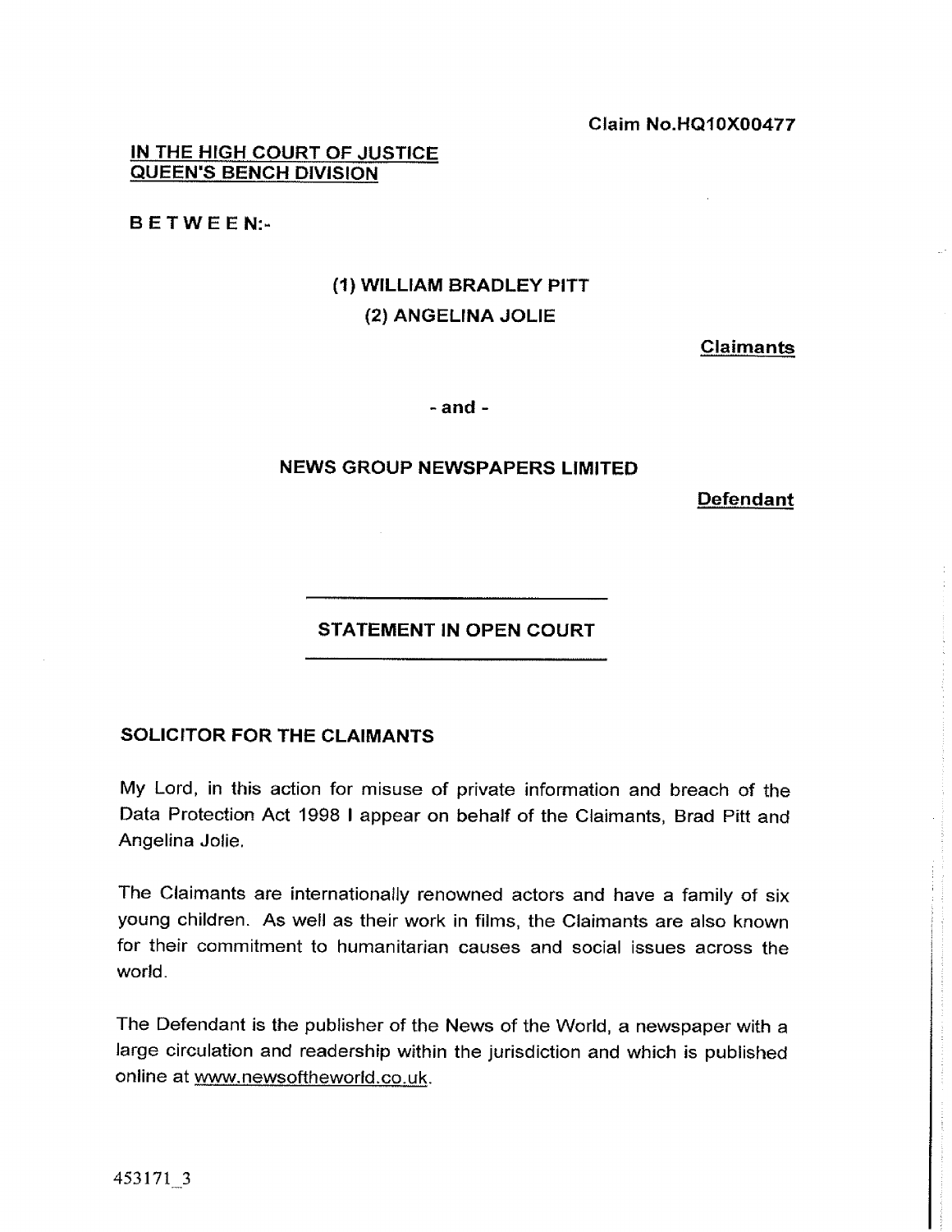Claim No.HQ10X00477

**IN THE HIGH COURT OF JUSTICE**
**QUEEN'S BENCH DIVISION**

**B E T W E E N:-**

**(1) WILLIAM BRADLEY PITT**
**(2) ANGELINA JOLIE**

**Claimants**

**- and -**

**NEWS GROUP NEWSPAPERS LIMITED**

**Defendant**

---

## STATEMENT IN OPEN COURT

---

### SOLICITOR FOR THE CLAIMANTS

My Lord, in this action for misuse of private information and breach of the Data Protection Act 1998 I appear on behalf of the Claimants, Brad Pitt and Angelina Jolie.

The Claimants are internationally renowned actors and have a family of six young children. As well as their work in films, the Claimants are also known for their commitment to humanitarian causes and social issues across the world.

The Defendant is the publisher of the News of the World, a newspaper with a large circulation and readership within the jurisdiction and which is published online at www.newsoftheworld.co.uk.

453171_3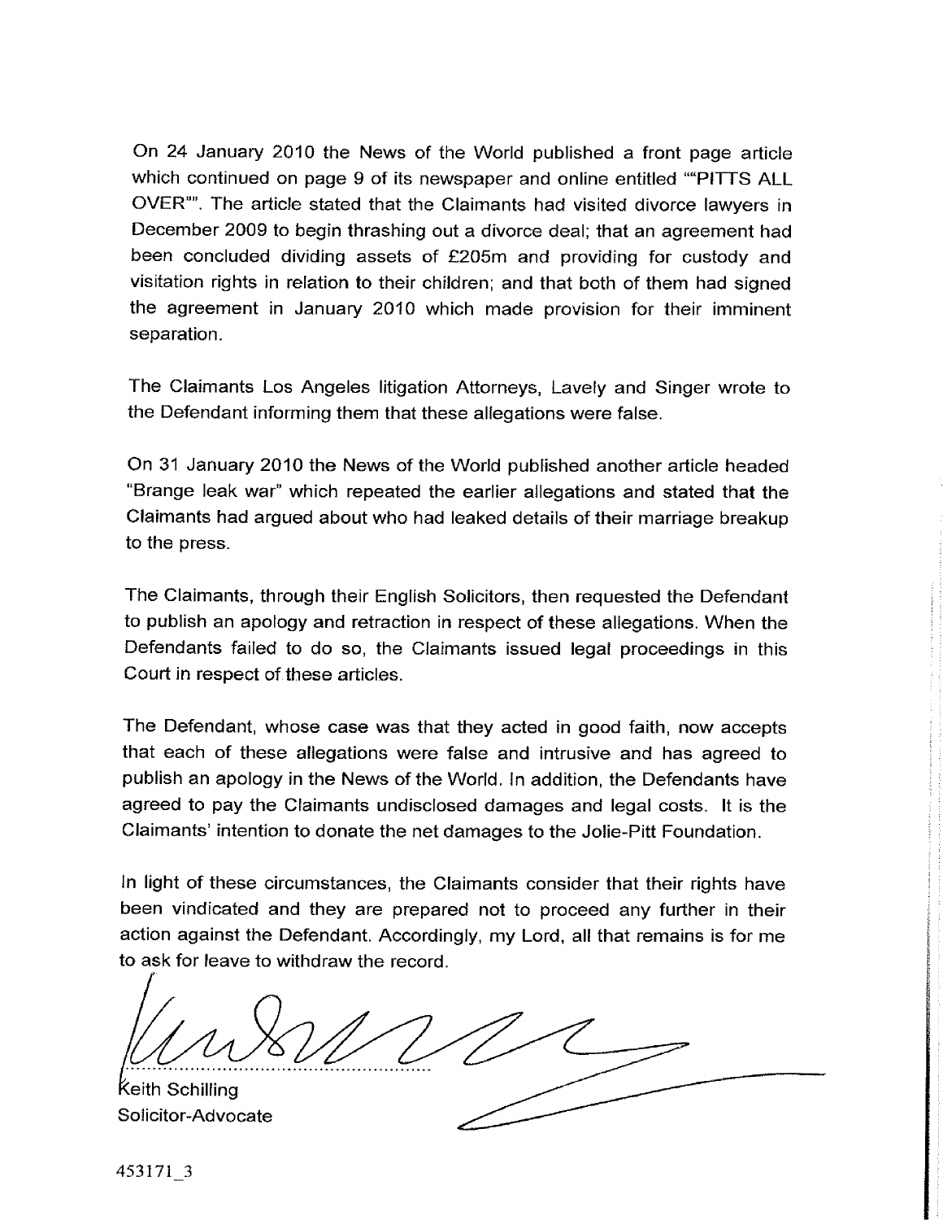On 24 January 2010 the News of the World published a front page article which continued on page 9 of its newspaper and online entitled ""PITTS ALL OVER"". The article stated that the Claimants had visited divorce lawyers in December 2009 to begin thrashing out a divorce deal; that an agreement had been concluded dividing assets of £205m and providing for custody and visitation rights in relation to their children; and that both of them had signed the agreement in January 2010 which made provision for their imminent separation.

The Claimants Los Angeles litigation Attorneys, Lavely and Singer wrote to the Defendant informing them that these allegations were false.

On 31 January 2010 the News of the World published another article headed "Brange leak war" which repeated the earlier allegations and stated that the Claimants had argued about who had leaked details of their marriage breakup to the press.

The Claimants, through their English Solicitors, then requested the Defendant to publish an apology and retraction in respect of these allegations. When the Defendants failed to do so, the Claimants issued legal proceedings in this Court in respect of these articles.

The Defendant, whose case was that they acted in good faith, now accepts that each of these allegations were false and intrusive and has agreed to publish an apology in the News of the World. In addition, the Defendants have agreed to pay the Claimants undisclosed damages and legal costs. It is the Claimants' intention to donate the net damages to the Jolie-Pitt Foundation.

In light of these circumstances, the Claimants consider that their rights have been vindicated and they are prepared not to proceed any further in their action against the Defendant. Accordingly, my Lord, all that remains is for me to ask for leave to withdraw the record.

Keith Schilling
Solicitor-Advocate

453171_3